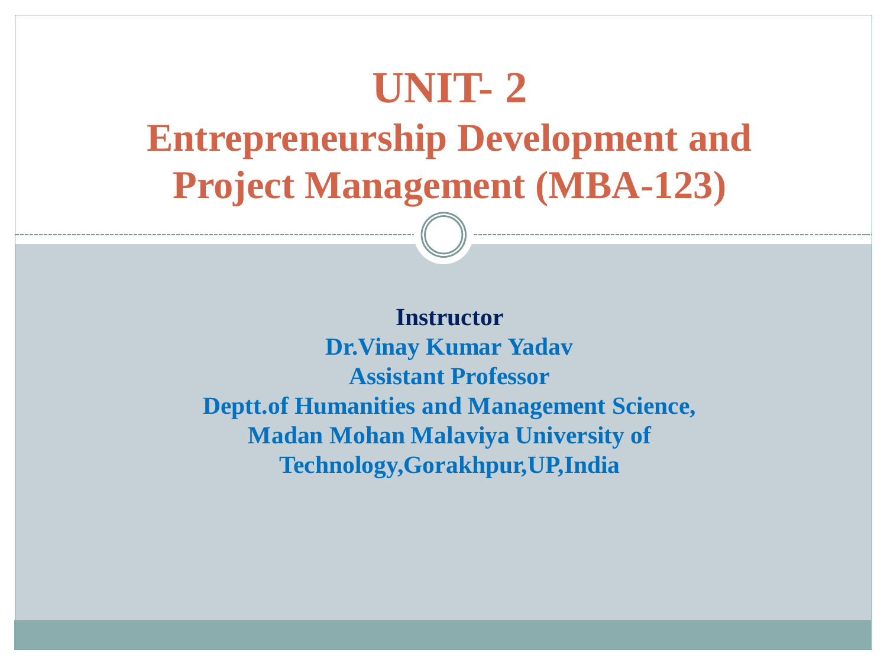# UNIT- 2

# Entrepreneurship Development and Project Management (MBA-123)

**Instructor**

**Dr.Vinay Kumar Yadav**

**Assistant Professor**

**Deptt.of Humanities and Management Science,**

**Madan Mohan Malaviya University of Technology,Gorakhpur,UP,India**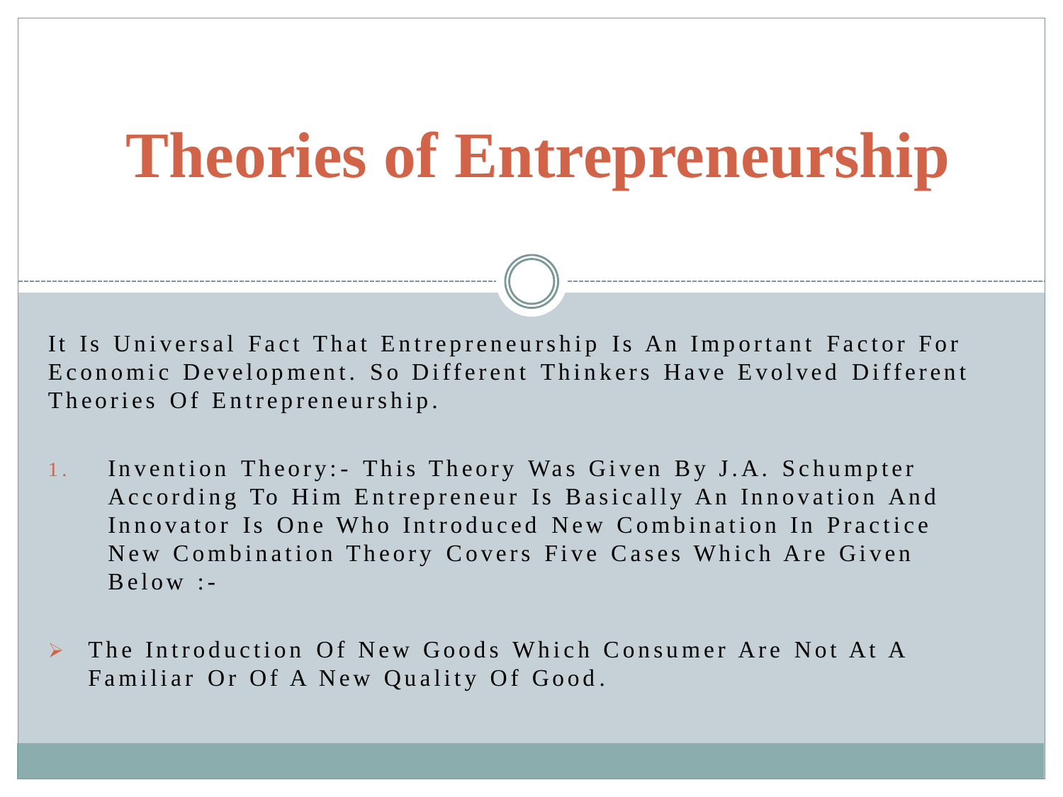# Theories of Entrepreneurship

It Is Universal Fact That Entrepreneurship Is An Important Factor For Economic Development. So Different Thinkers Have Evolved Different Theories Of Entrepreneurship.

1. Invention Theory:- This Theory Was Given By J.A. Schumpter According To Him Entrepreneur Is Basically An Innovation And Innovator Is One Who Introduced New Combination In Practice New Combination Theory Covers Five Cases Which Are Given Below :-

- The Introduction Of New Goods Which Consumer Are Not At A Familiar Or Of A New Quality Of Good.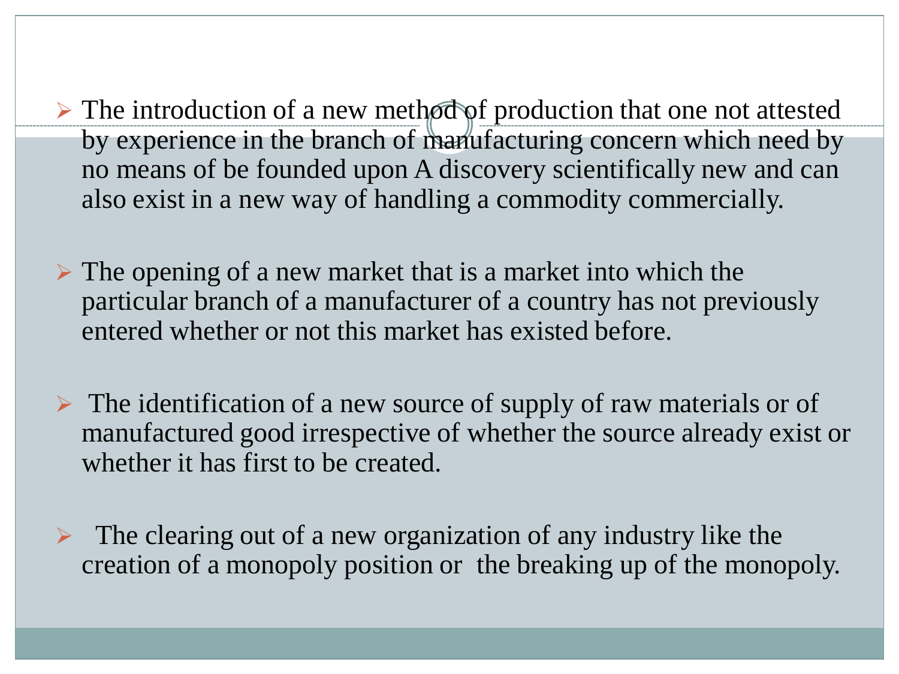- The introduction of a new method of production that one not attested by experience in the branch of manufacturing concern which need by no means of be founded upon A discovery scientifically new and can also exist in a new way of handling a commodity commercially.

- The opening of a new market that is a market into which the particular branch of a manufacturer of a country has not previously entered whether or not this market has existed before.

- The identification of a new source of supply of raw materials or of manufactured good irrespective of whether the source already exist or whether it has first to be created.

- The clearing out of a new organization of any industry like the creation of a monopoly position or the breaking up of the monopoly.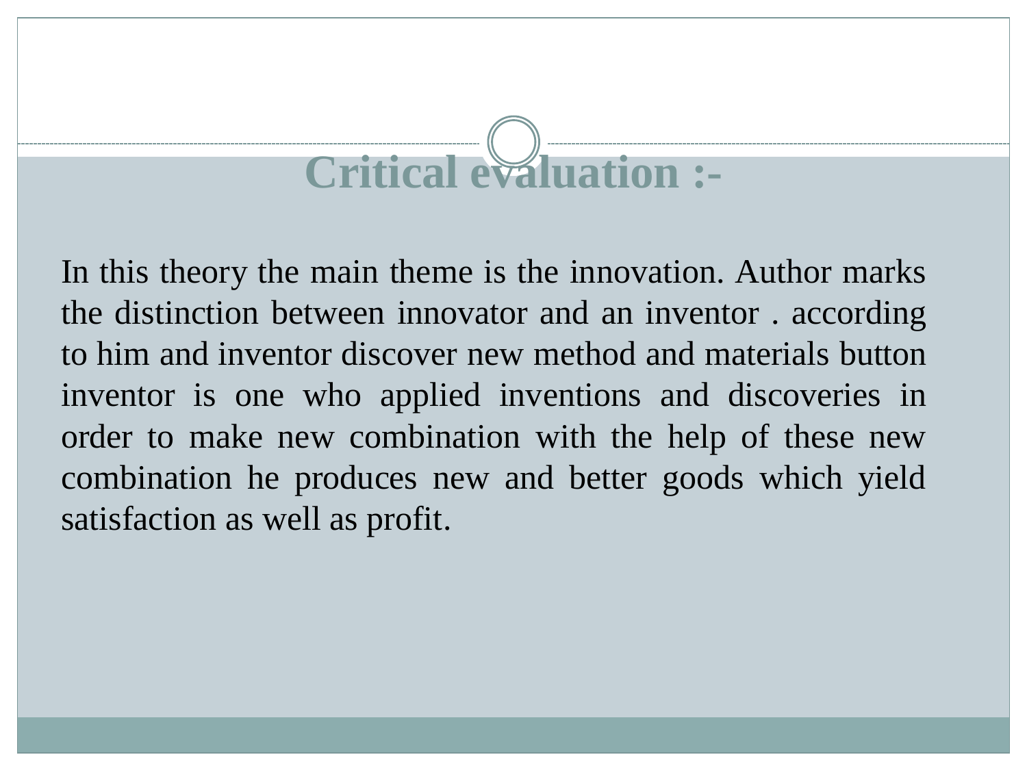# Critical evaluation :-

In this theory the main theme is the innovation. Author marks the distinction between innovator and an inventor . according to him and inventor discover new method and materials button inventor is one who applied inventions and discoveries in order to make new combination with the help of these new combination he produces new and better goods which yield satisfaction as well as profit.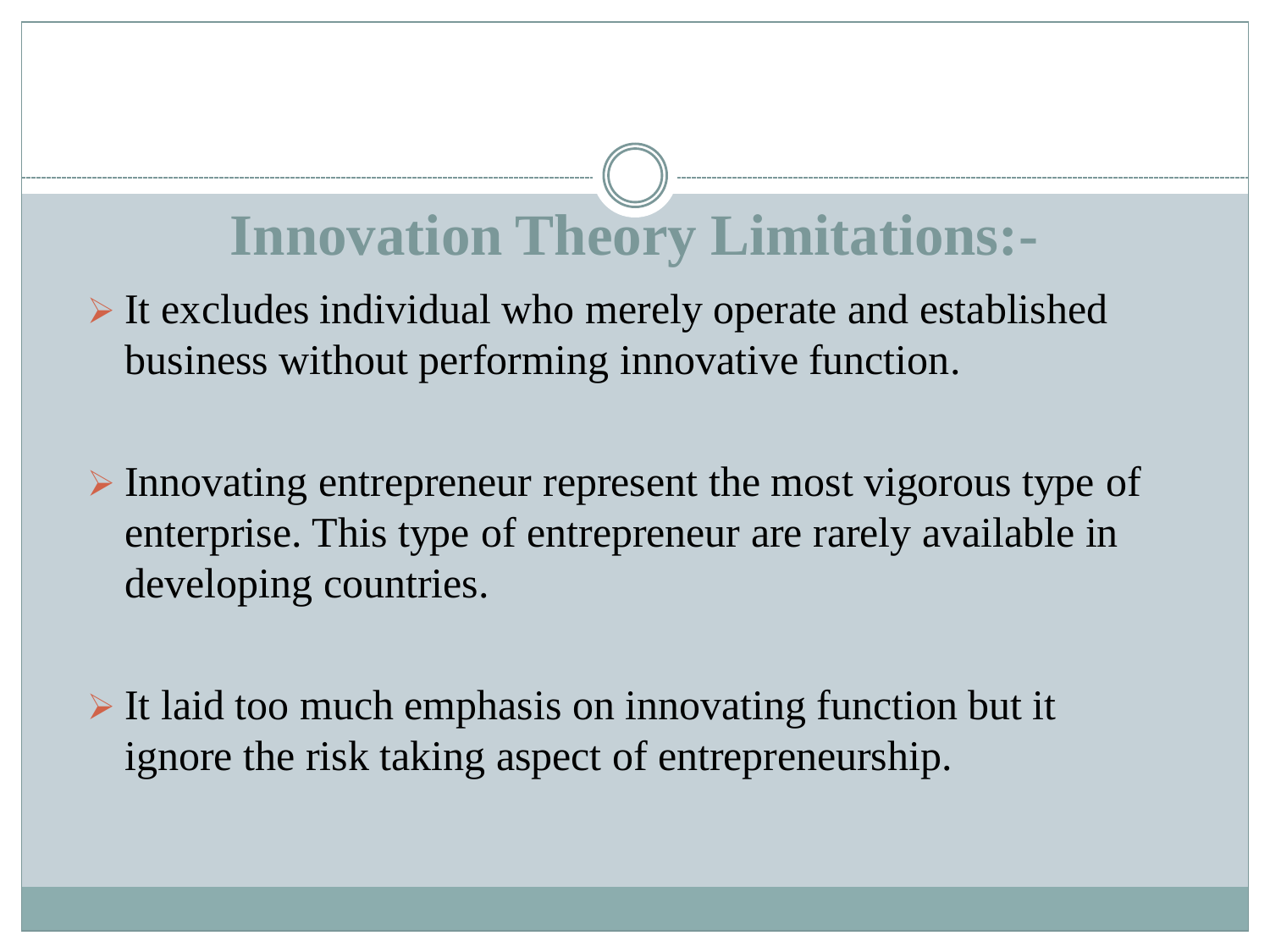# Innovation Theory Limitations:-

- It excludes individual who merely operate and established business without performing innovative function.

- Innovating entrepreneur represent the most vigorous type of enterprise. This type of entrepreneur are rarely available in developing countries.

- It laid too much emphasis on innovating function but it ignore the risk taking aspect of entrepreneurship.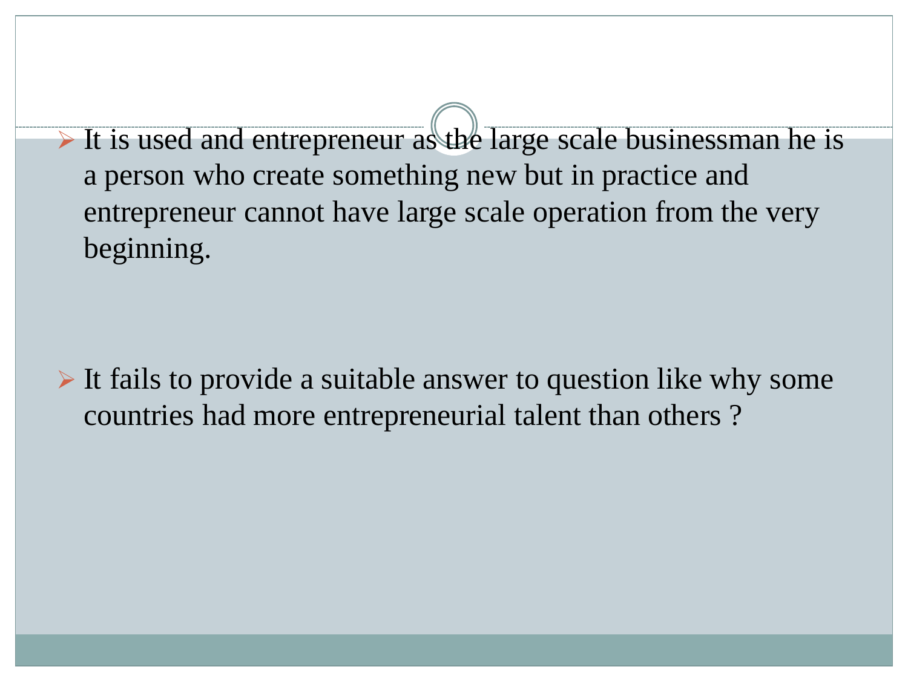- It is used and entrepreneur as the large scale businessman he is a person who create something new but in practice and entrepreneur cannot have large scale operation from the very beginning.

- It fails to provide a suitable answer to question like why some countries had more entrepreneurial talent than others ?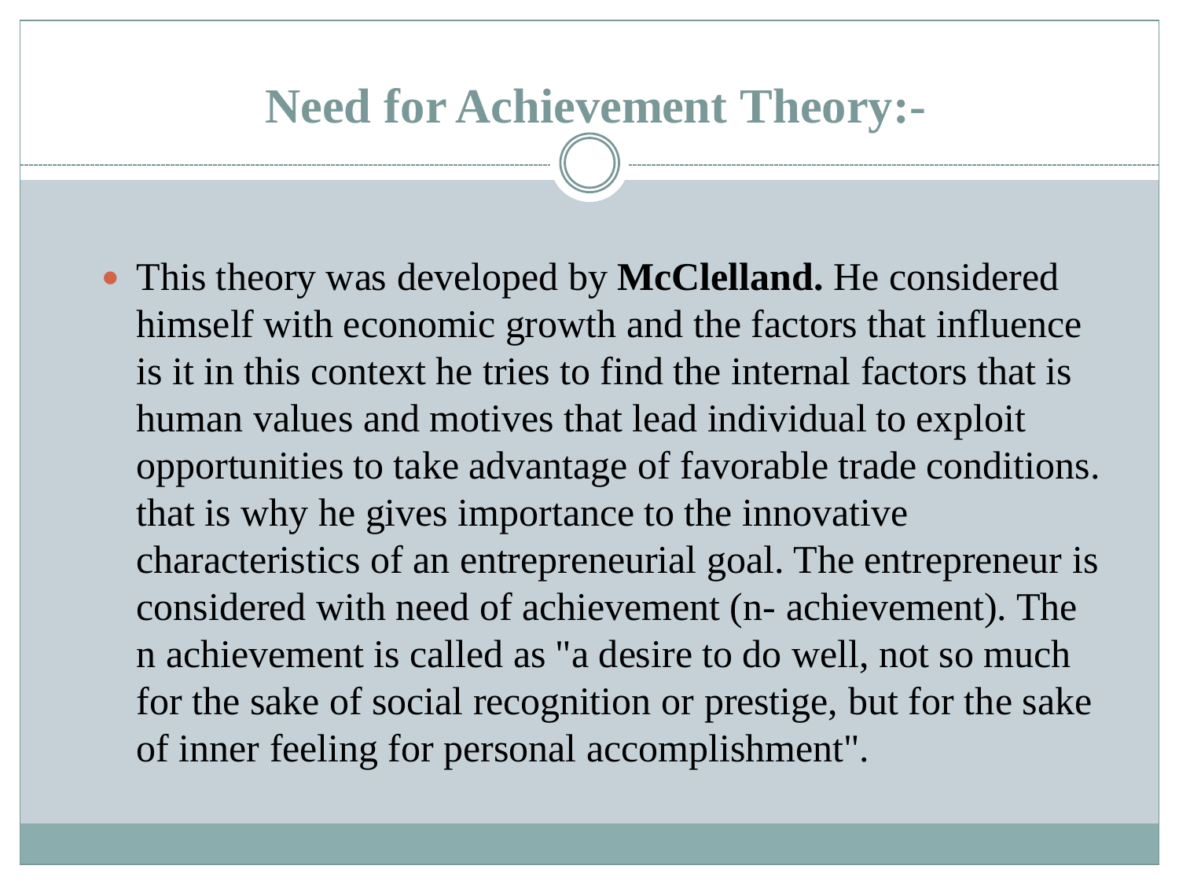# Need for Achievement Theory:-

- This theory was developed by **McClelland.** He considered himself with economic growth and the factors that influence is it in this context he tries to find the internal factors that is human values and motives that lead individual to exploit opportunities to take advantage of favorable trade conditions. that is why he gives importance to the innovative characteristics of an entrepreneurial goal. The entrepreneur is considered with need of achievement (n- achievement). The n achievement is called as "a desire to do well, not so much for the sake of social recognition or prestige, but for the sake of inner feeling for personal accomplishment".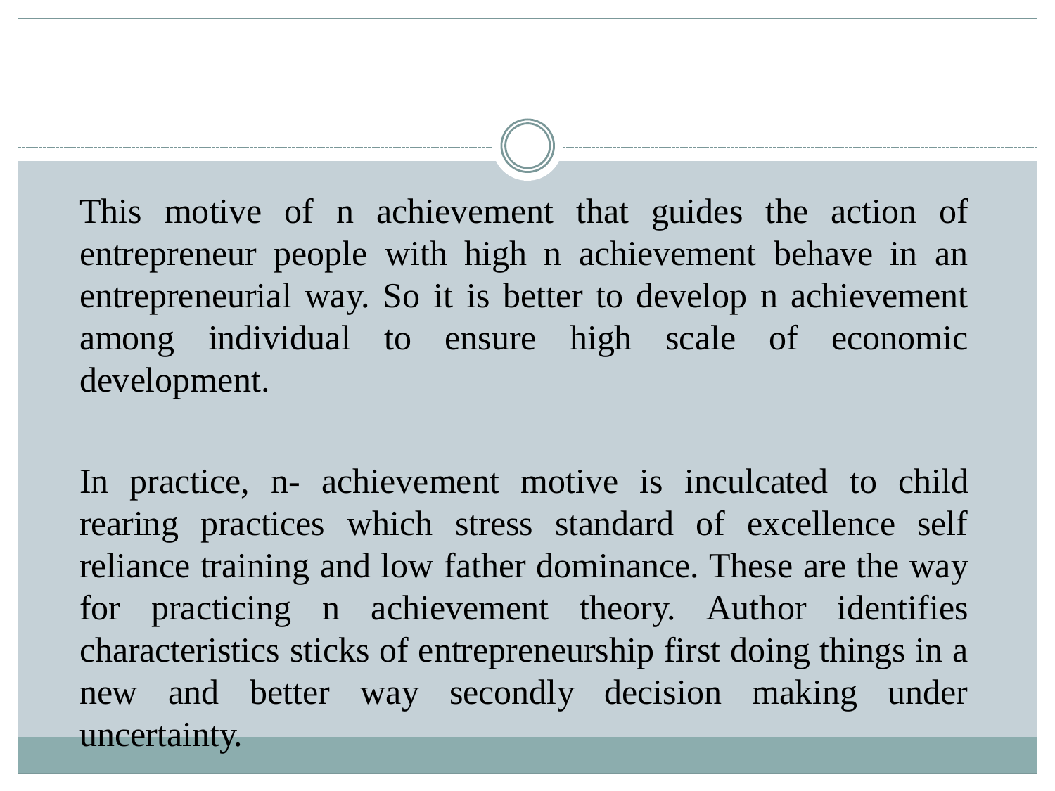This motive of n achievement that guides the action of entrepreneur people with high n achievement behave in an entrepreneurial way. So it is better to develop n achievement among individual to ensure high scale of economic development.

In practice, n- achievement motive is inculcated to child rearing practices which stress standard of excellence self reliance training and low father dominance. These are the way for practicing n achievement theory. Author identifies characteristics sticks of entrepreneurship first doing things in a new and better way secondly decision making under uncertainty.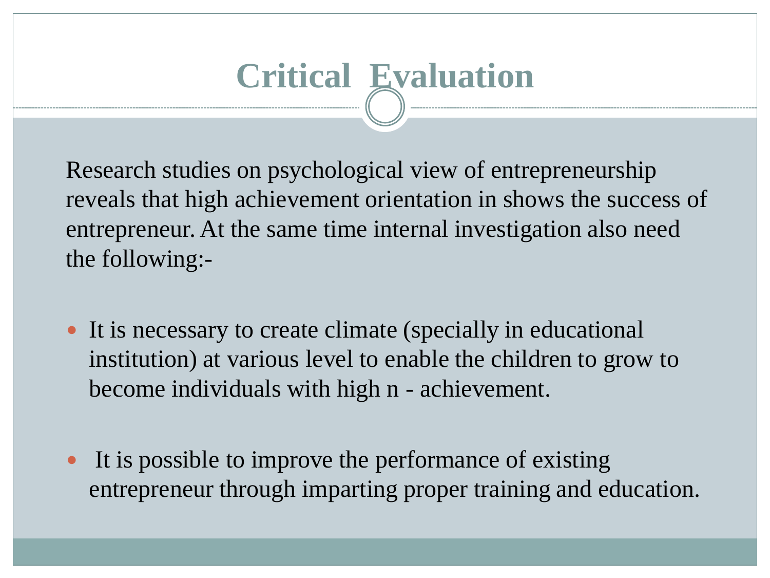# Critical Evaluation

Research studies on psychological view of entrepreneurship reveals that high achievement orientation in shows the success of entrepreneur. At the same time internal investigation also need the following:-

- It is necessary to create climate (specially in educational institution) at various level to enable the children to grow to become individuals with high n - achievement.
- It is possible to improve the performance of existing entrepreneur through imparting proper training and education.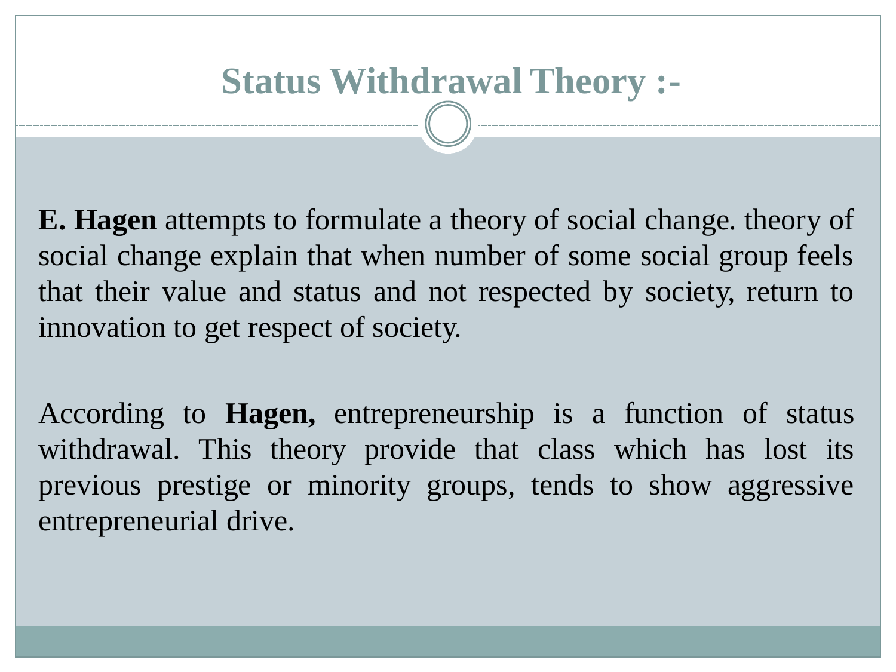# Status Withdrawal Theory :-

**E. Hagen** attempts to formulate a theory of social change. theory of social change explain that when number of some social group feels that their value and status and not respected by society, return to innovation to get respect of society.

According to **Hagen,** entrepreneurship is a function of status withdrawal. This theory provide that class which has lost its previous prestige or minority groups, tends to show aggressive entrepreneurial drive.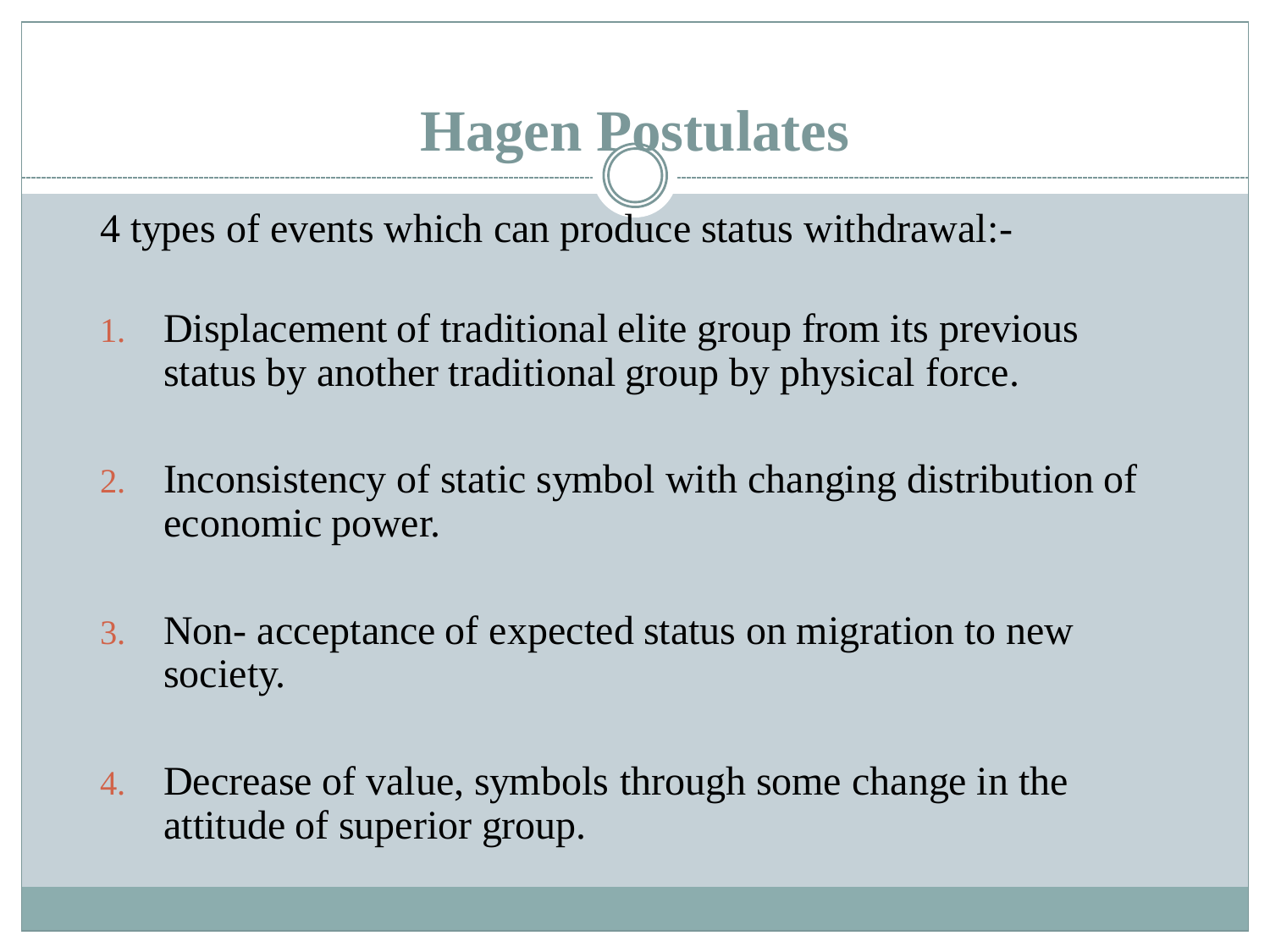# Hagen Postulates

4 types of events which can produce status withdrawal:-

1. Displacement of traditional elite group from its previous status by another traditional group by physical force.

2. Inconsistency of static symbol with changing distribution of economic power.

3. Non- acceptance of expected status on migration to new society.

4. Decrease of value, symbols through some change in the attitude of superior group.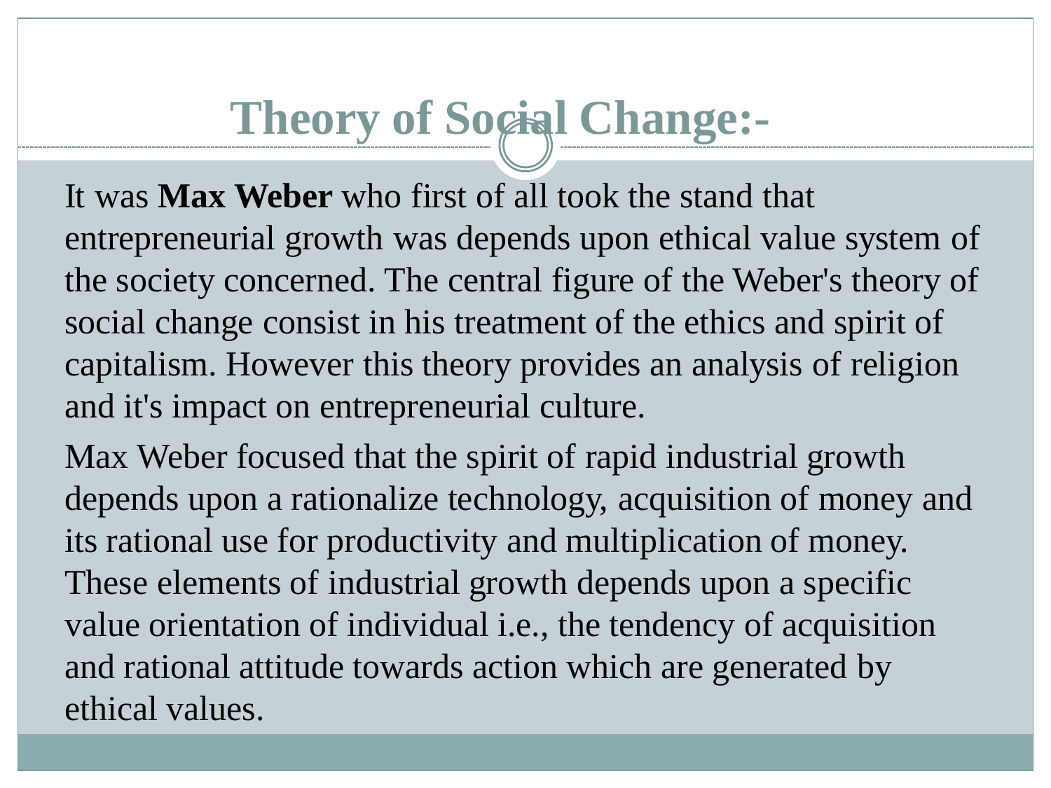# Theory of Social Change:-

It was **Max Weber** who first of all took the stand that entrepreneurial growth was depends upon ethical value system of the society concerned. The central figure of the Weber's theory of social change consist in his treatment of the ethics and spirit of capitalism. However this theory provides an analysis of religion and it's impact on entrepreneurial culture.

Max Weber focused that the spirit of rapid industrial growth depends upon a rationalize technology, acquisition of money and its rational use for productivity and multiplication of money. These elements of industrial growth depends upon a specific value orientation of individual i.e., the tendency of acquisition and rational attitude towards action which are generated by ethical values.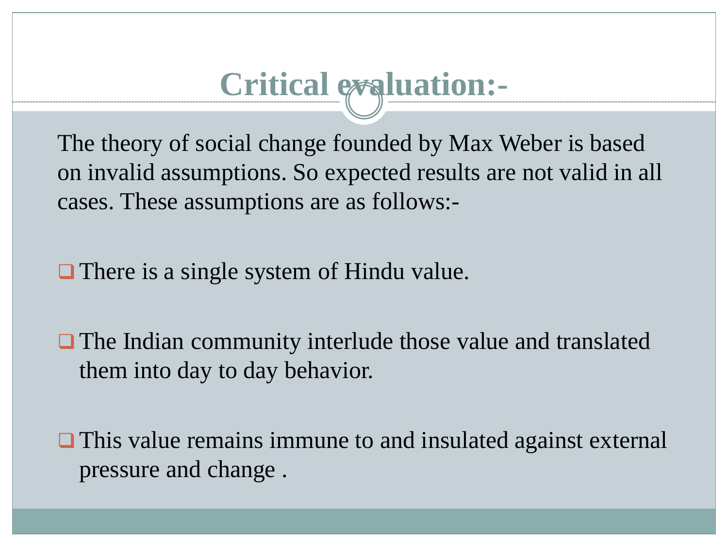# Critical evaluation:-

The theory of social change founded by Max Weber is based on invalid assumptions. So expected results are not valid in all cases. These assumptions are as follows:-

- There is a single system of Hindu value.
- The Indian community interlude those value and translated them into day to day behavior.
- This value remains immune to and insulated against external pressure and change .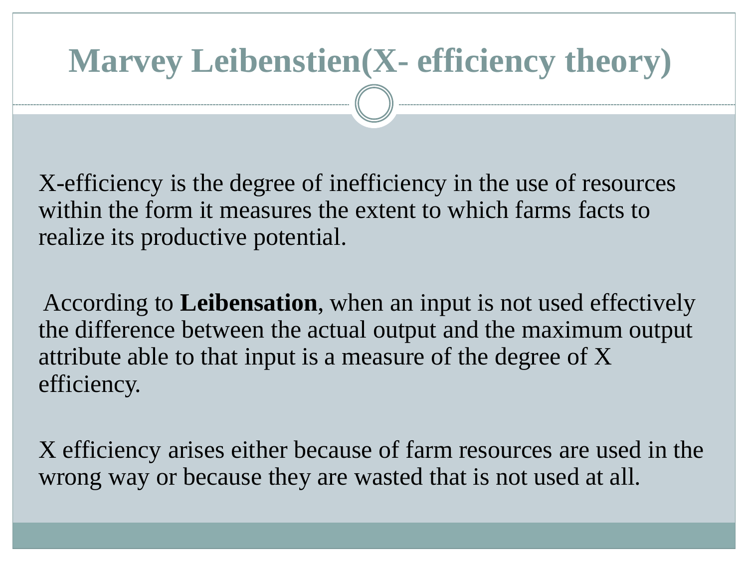# Marvey Leibenstien(X- efficiency theory)

X-efficiency is the degree of inefficiency in the use of resources within the form it measures the extent to which farms facts to realize its productive potential.

According to **Leibensation**, when an input is not used effectively the difference between the actual output and the maximum output attribute able to that input is a measure of the degree of X efficiency.

X efficiency arises either because of farm resources are used in the wrong way or because they are wasted that is not used at all.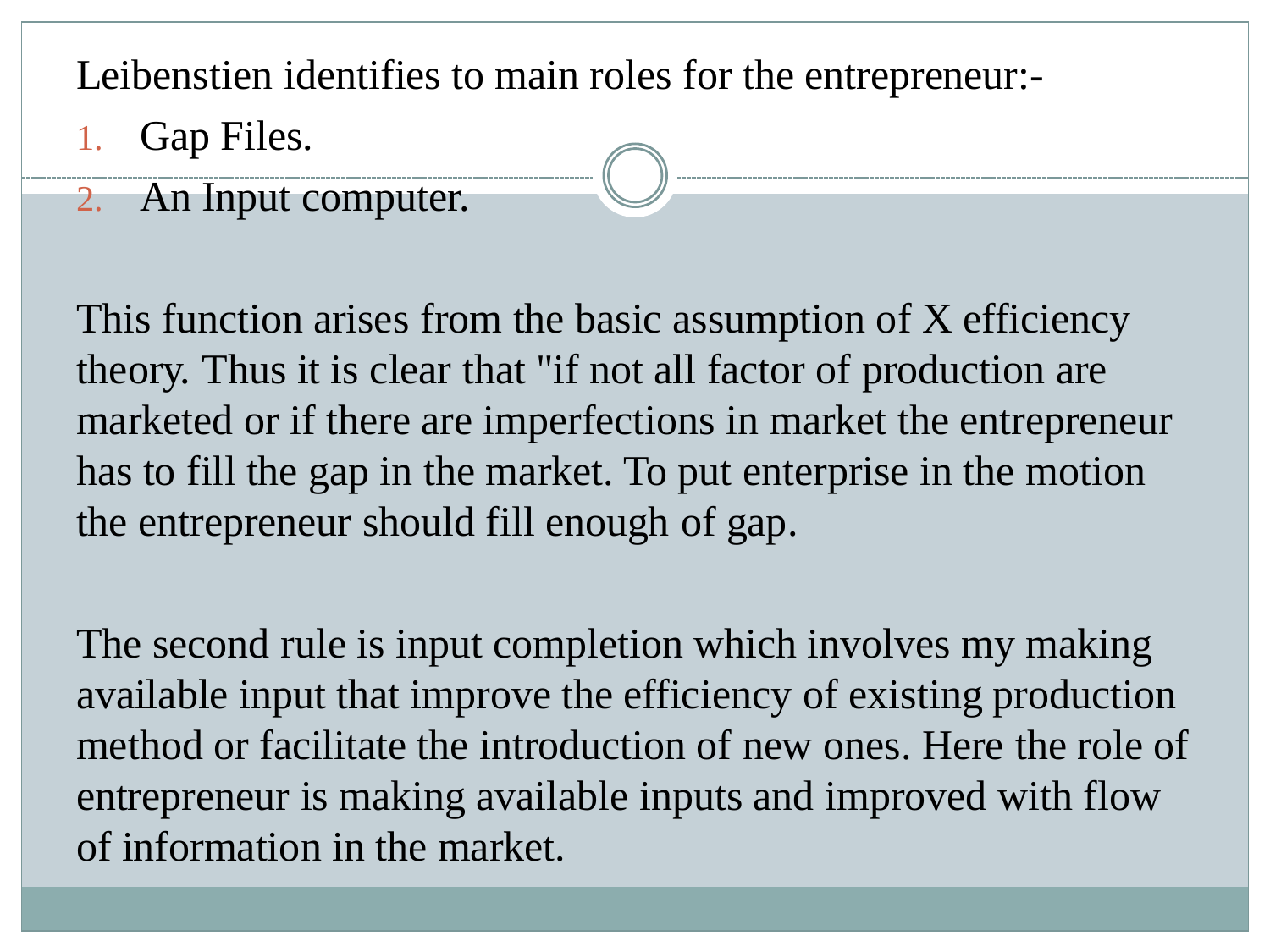Leibenstien identifies to main roles for the entrepreneur:-

1. Gap Files.
2. An Input computer.

This function arises from the basic assumption of X efficiency theory. Thus it is clear that "if not all factor of production are marketed or if there are imperfections in market the entrepreneur has to fill the gap in the market. To put enterprise in the motion the entrepreneur should fill enough of gap.

The second rule is input completion which involves my making available input that improve the efficiency of existing production method or facilitate the introduction of new ones. Here the role of entrepreneur is making available inputs and improved with flow of information in the market.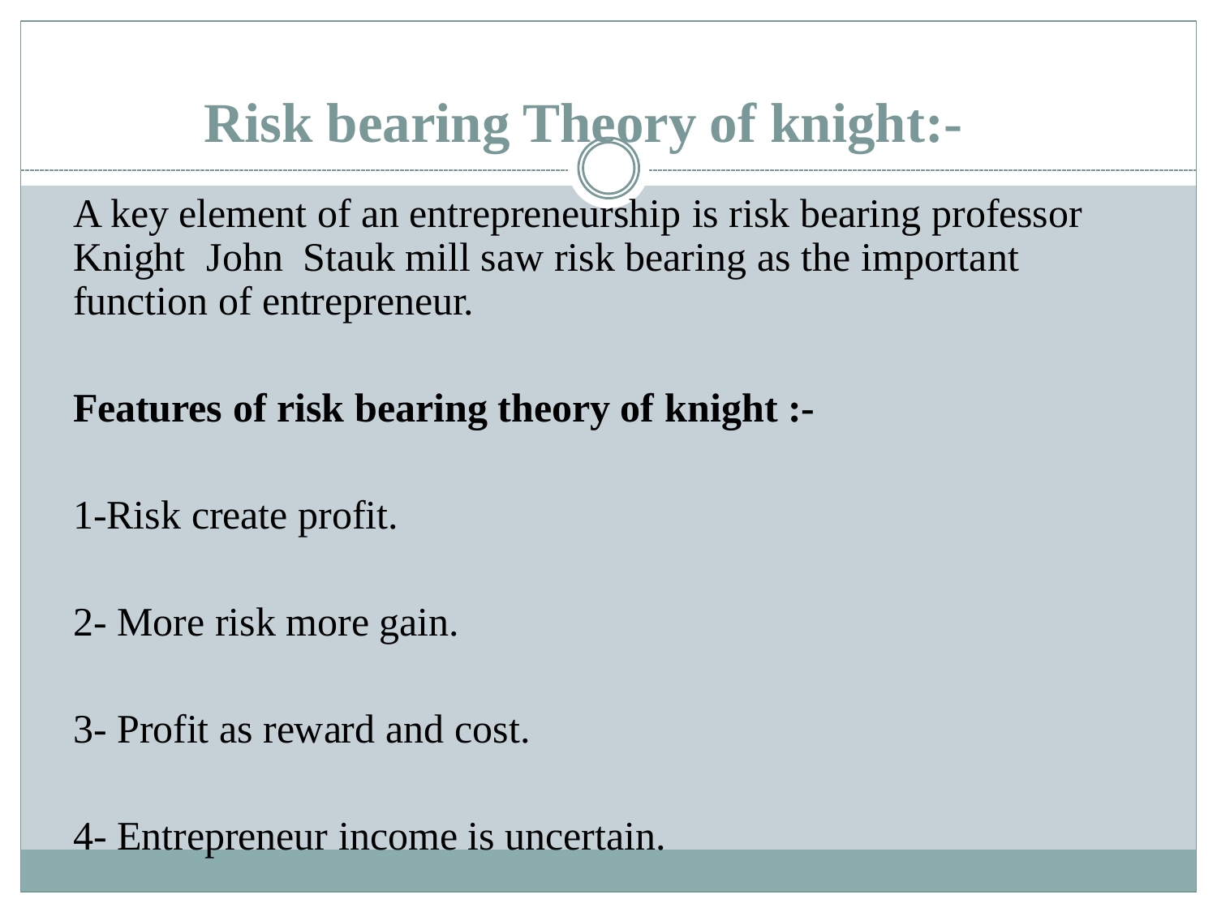# Risk bearing Theory of knight:-

A key element of an entrepreneurship is risk bearing professor Knight John Stauk mill saw risk bearing as the important function of entrepreneur.

**Features of risk bearing theory of knight :-**

1-Risk create profit.

2- More risk more gain.

3- Profit as reward and cost.

4- Entrepreneur income is uncertain.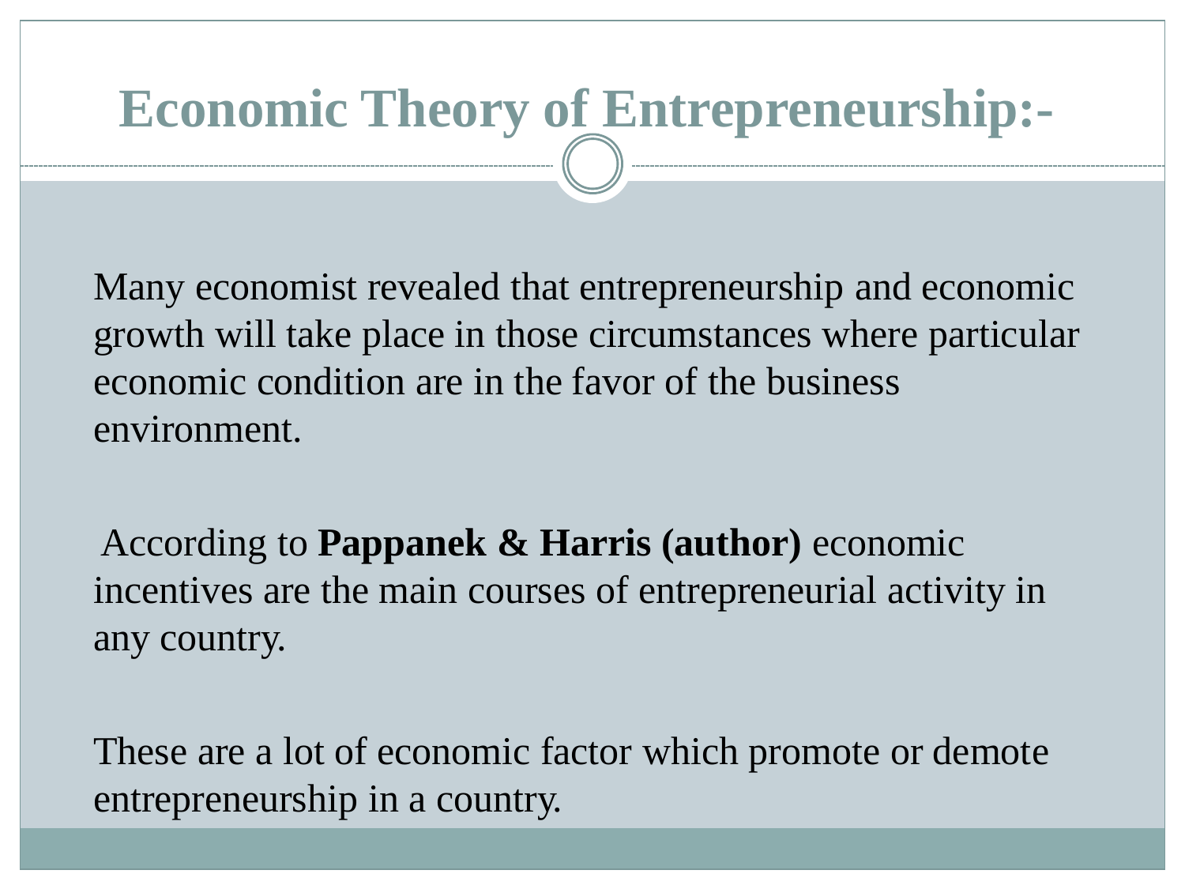# Economic Theory of Entrepreneurship:-

Many economist revealed that entrepreneurship and economic growth will take place in those circumstances where particular economic condition are in the favor of the business environment.

According to **Pappanek & Harris (author)** economic incentives are the main courses of entrepreneurial activity in any country.

These are a lot of economic factor which promote or demote entrepreneurship in a country.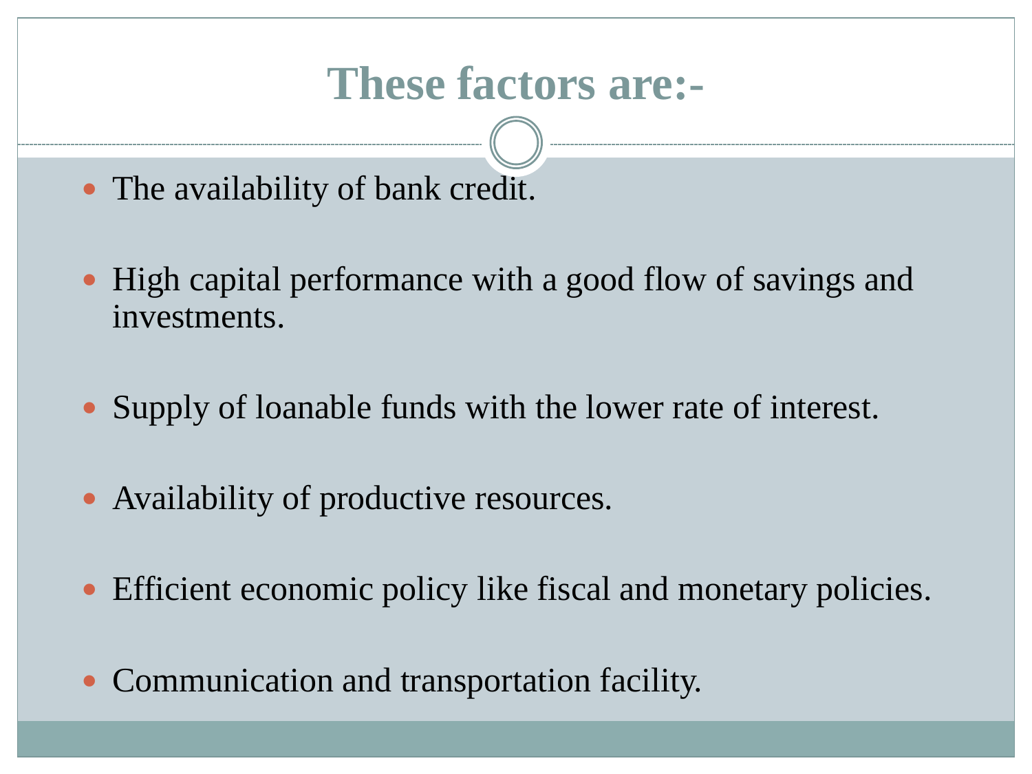# These factors are:-

- The availability of bank credit.
- High capital performance with a good flow of savings and investments.
- Supply of loanable funds with the lower rate of interest.
- Availability of productive resources.
- Efficient economic policy like fiscal and monetary policies.
- Communication and transportation facility.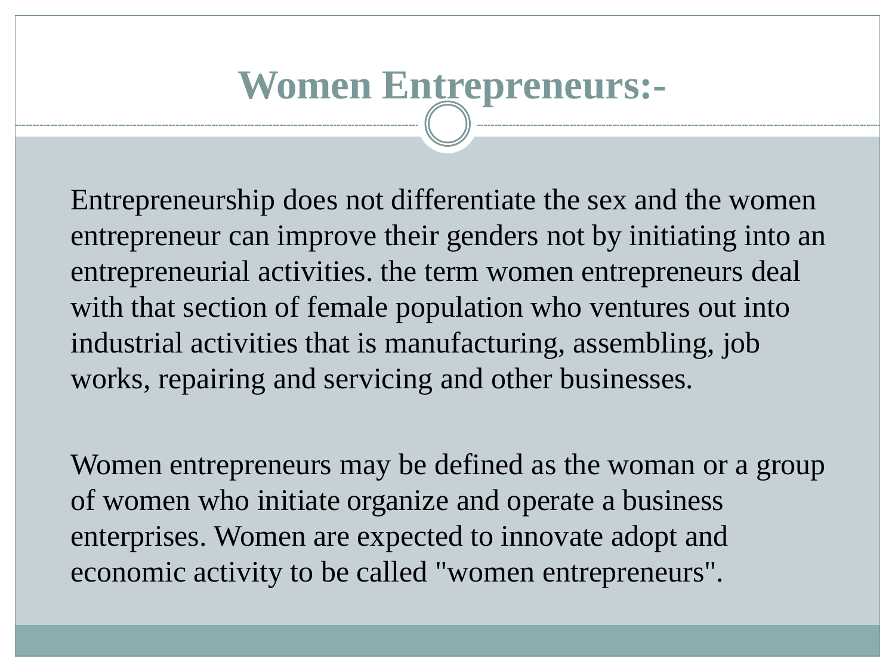# Women Entrepreneurs:-

Entrepreneurship does not differentiate the sex and the women entrepreneur can improve their genders not by initiating into an entrepreneurial activities. the term women entrepreneurs deal with that section of female population who ventures out into industrial activities that is manufacturing, assembling, job works, repairing and servicing and other businesses.

Women entrepreneurs may be defined as the woman or a group of women who initiate organize and operate a business enterprises. Women are expected to innovate adopt and economic activity to be called "women entrepreneurs".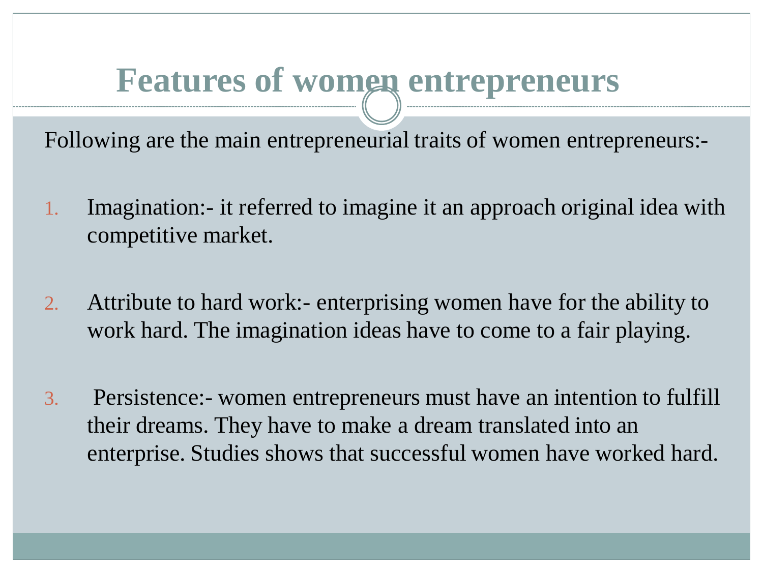# Features of women entrepreneurs

Following are the main entrepreneurial traits of women entrepreneurs:-

1. Imagination:- it referred to imagine it an approach original idea with competitive market.
2. Attribute to hard work:- enterprising women have for the ability to work hard. The imagination ideas have to come to a fair playing.
3. Persistence:- women entrepreneurs must have an intention to fulfill their dreams. They have to make a dream translated into an enterprise. Studies shows that successful women have worked hard.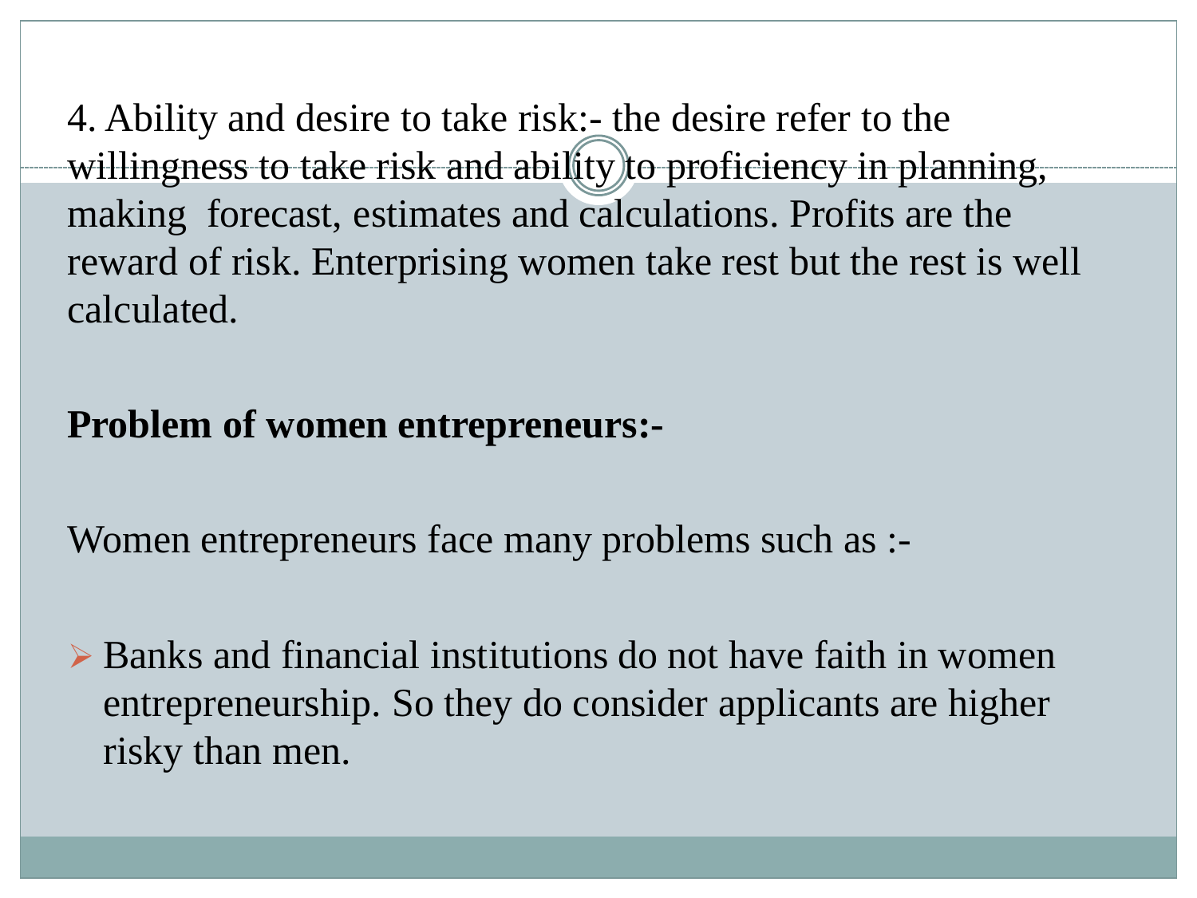4. Ability and desire to take risk:- the desire refer to the willingness to take risk and ability to proficiency in planning, making forecast, estimates and calculations. Profits are the reward of risk. Enterprising women take rest but the rest is well calculated.

**Problem of women entrepreneurs:-**

Women entrepreneurs face many problems such as :-

- Banks and financial institutions do not have faith in women entrepreneurship. So they do consider applicants are higher risky than men.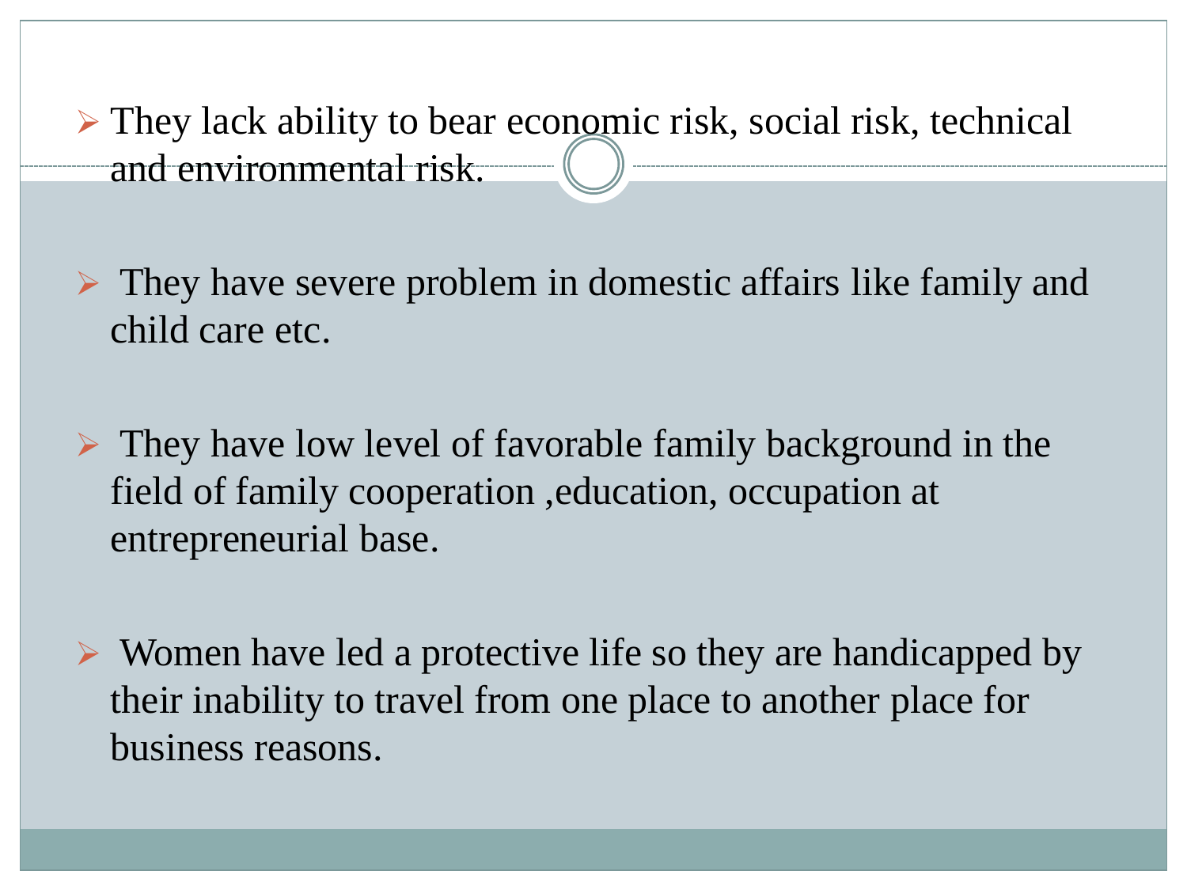- They lack ability to bear economic risk, social risk, technical and environmental risk.
- They have severe problem in domestic affairs like family and child care etc.
- They have low level of favorable family background in the field of family cooperation ,education, occupation at entrepreneurial base.
- Women have led a protective life so they are handicapped by their inability to travel from one place to another place for business reasons.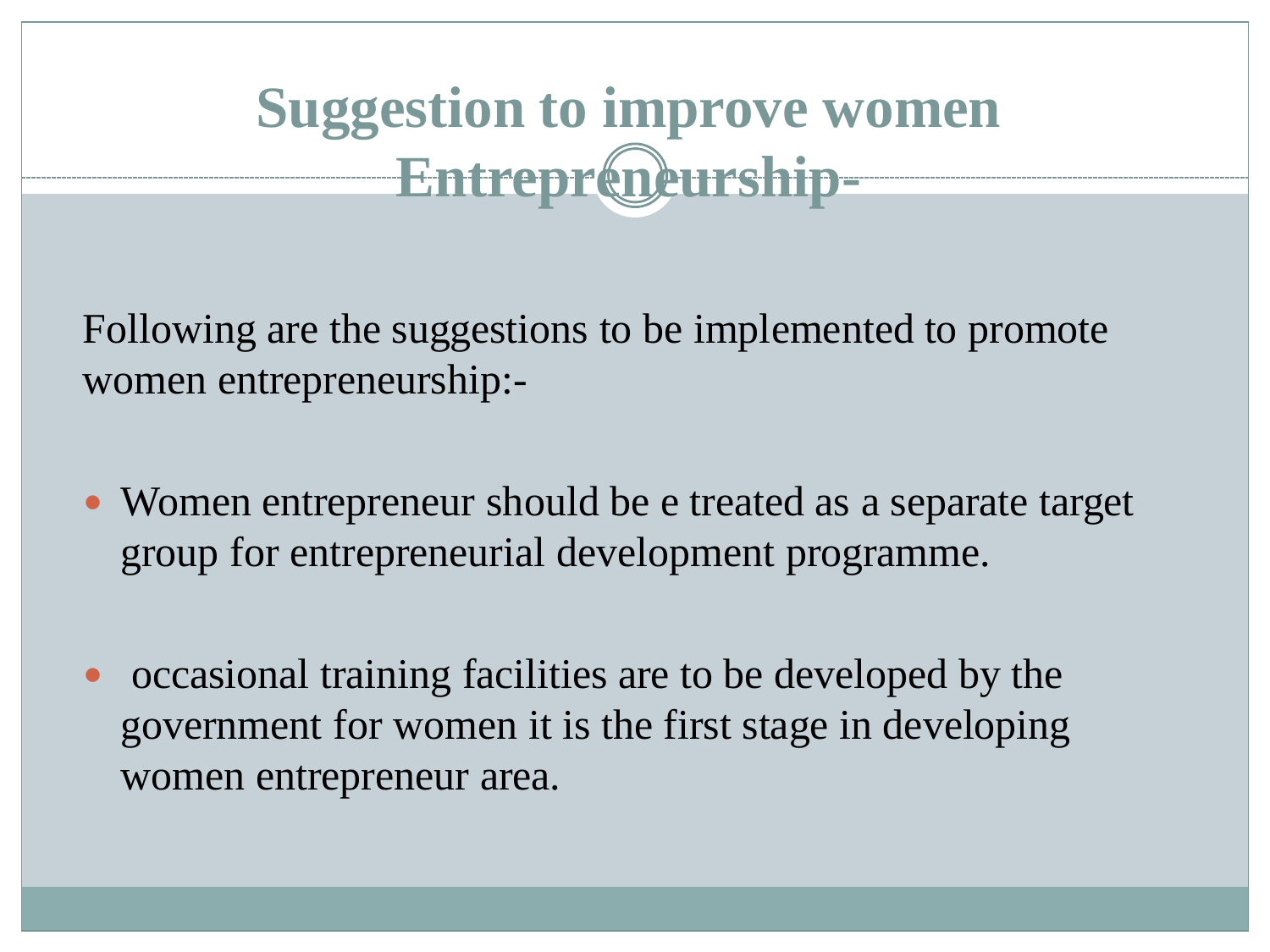# Suggestion to improve women Entrepreneurship-

Following are the suggestions to be implemented to promote women entrepreneurship:-

- Women entrepreneur should be e treated as a separate target group for entrepreneurial development programme.
- occasional training facilities are to be developed by the government for women it is the first stage in developing women entrepreneur area.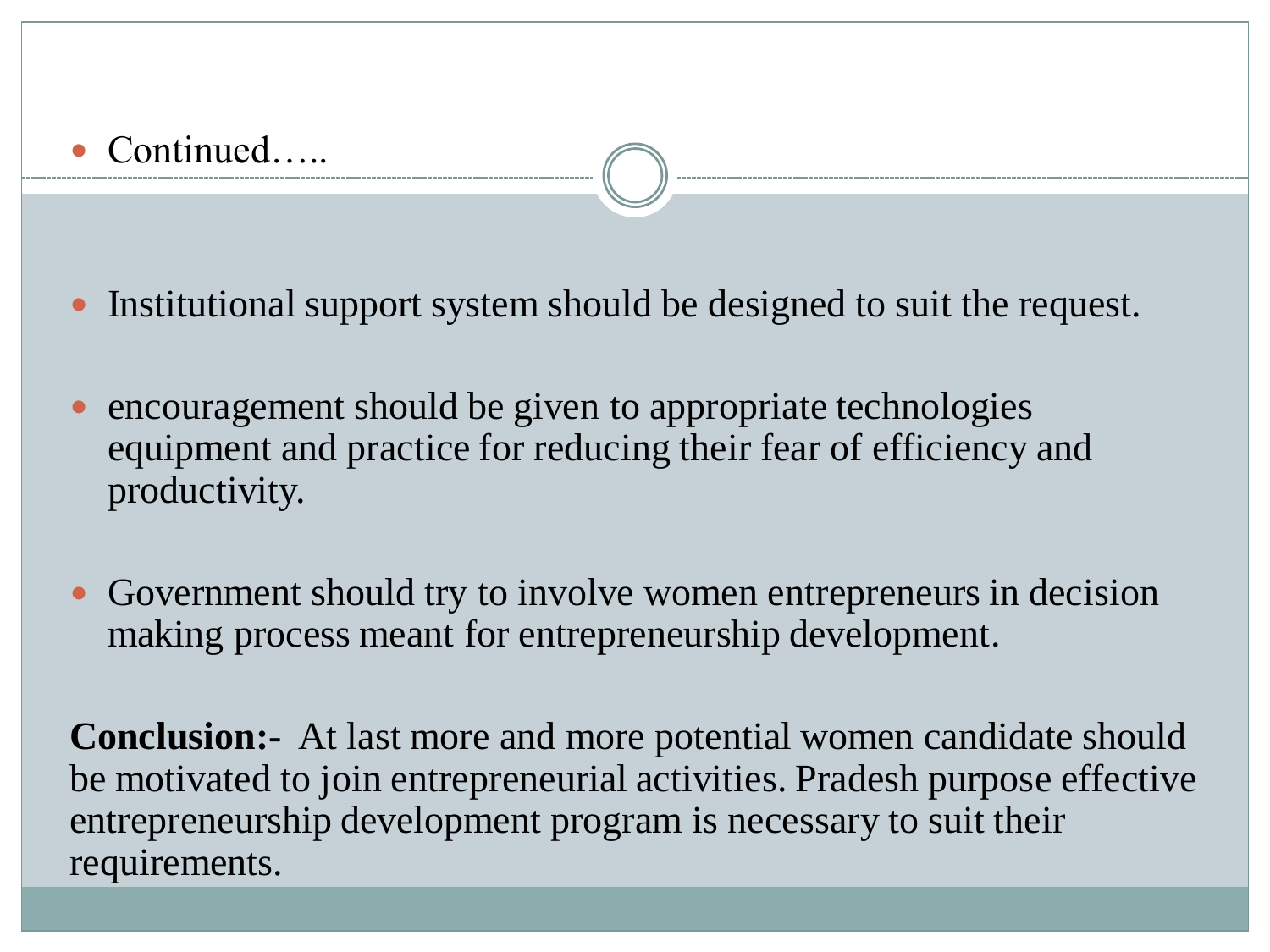- Continued…..

- Institutional support system should be designed to suit the request.

- encouragement should be given to appropriate technologies equipment and practice for reducing their fear of efficiency and productivity.

- Government should try to involve women entrepreneurs in decision making process meant for entrepreneurship development.

**Conclusion:-** At last more and more potential women candidate should be motivated to join entrepreneurial activities. Pradesh purpose effective entrepreneurship development program is necessary to suit their requirements.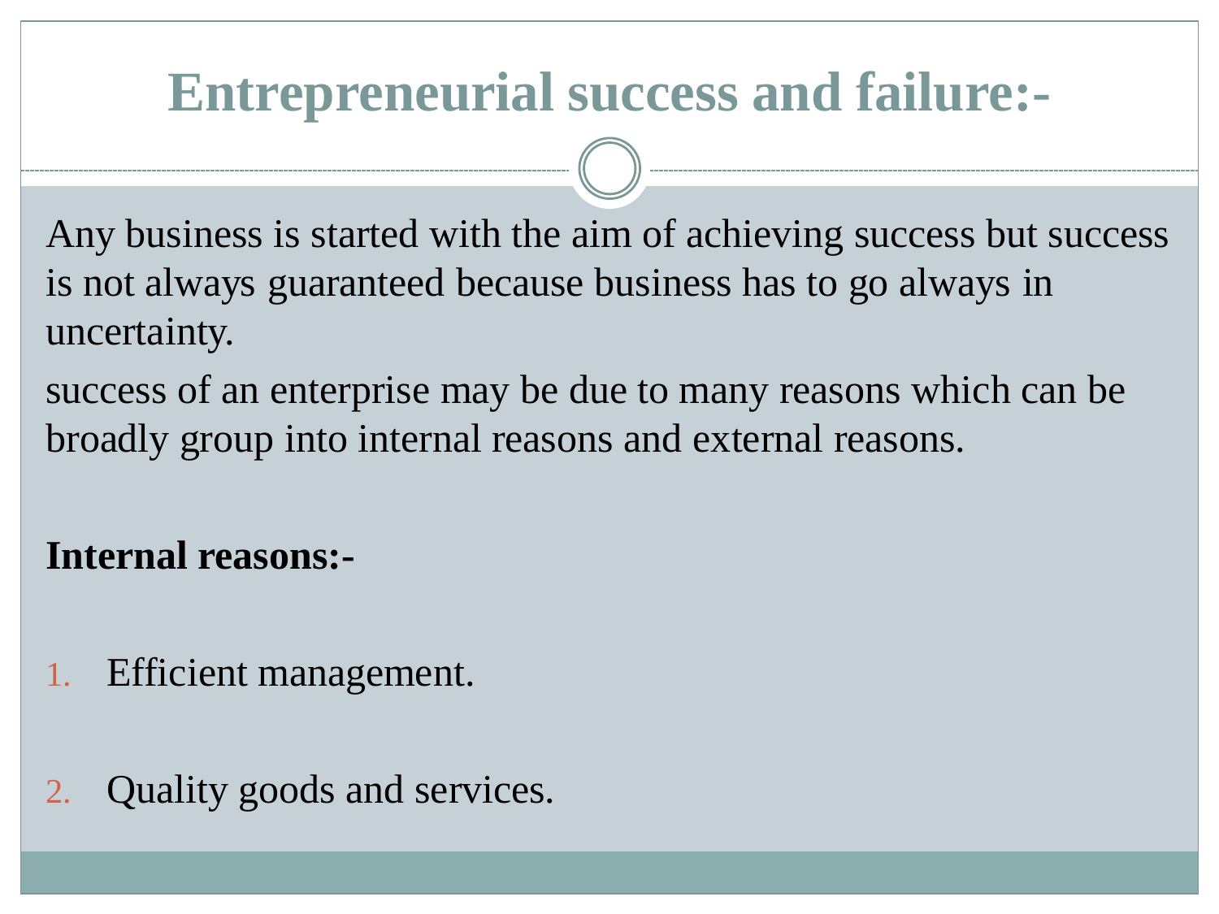# Entrepreneurial success and failure:-

Any business is started with the aim of achieving success but success is not always guaranteed because business has to go always in uncertainty.

success of an enterprise may be due to many reasons which can be broadly group into internal reasons and external reasons.

**Internal reasons:-**

1. Efficient management.
2. Quality goods and services.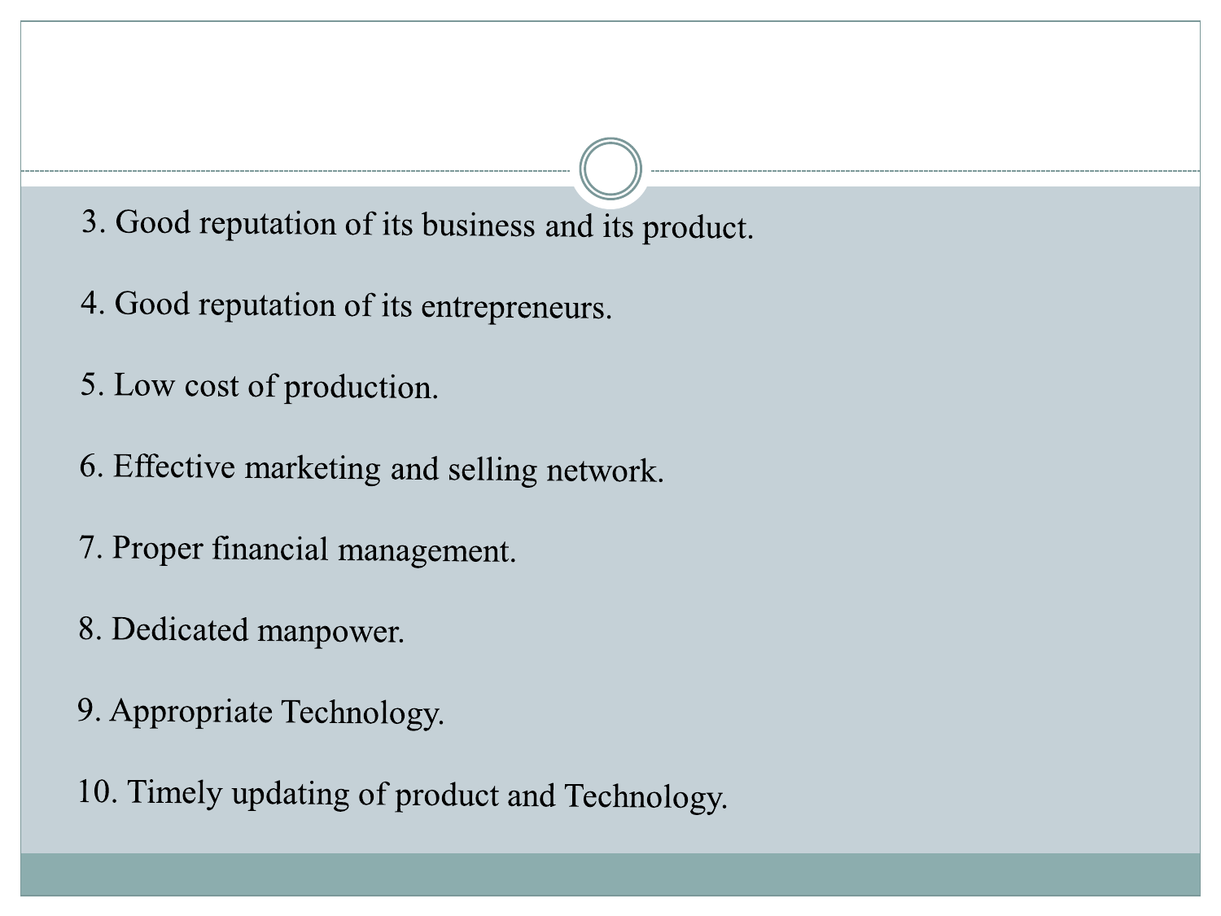3. Good reputation of its business and its product.

4. Good reputation of its entrepreneurs.

5. Low cost of production.

6. Effective marketing and selling network.

7. Proper financial management.

8. Dedicated manpower.

9. Appropriate Technology.

10. Timely updating of product and Technology.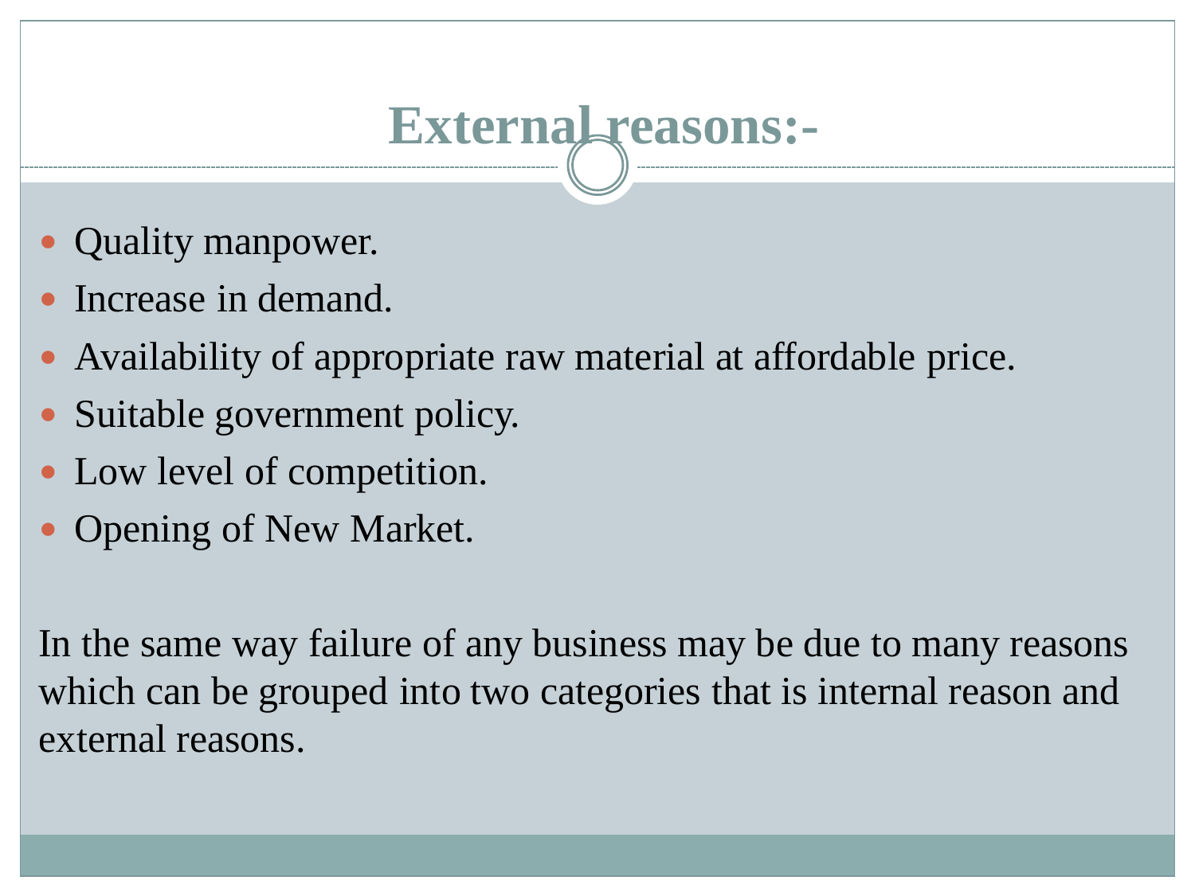# External reasons:-

- Quality manpower.
- Increase in demand.
- Availability of appropriate raw material at affordable price.
- Suitable government policy.
- Low level of competition.
- Opening of New Market.

In the same way failure of any business may be due to many reasons which can be grouped into two categories that is internal reason and external reasons.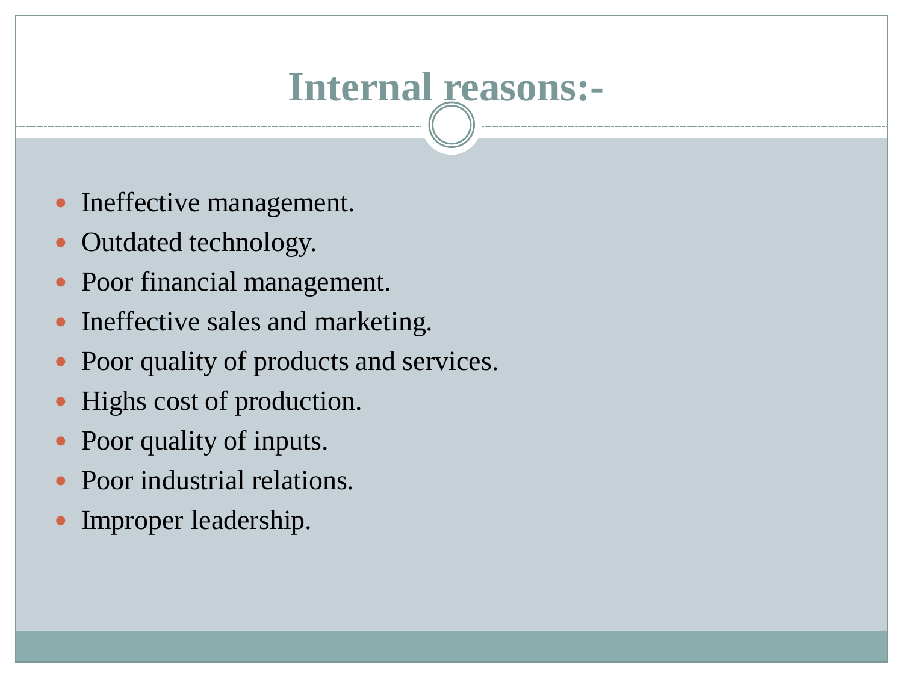# Internal reasons:-

- Ineffective management.
- Outdated technology.
- Poor financial management.
- Ineffective sales and marketing.
- Poor quality of products and services.
- Highs cost of production.
- Poor quality of inputs.
- Poor industrial relations.
- Improper leadership.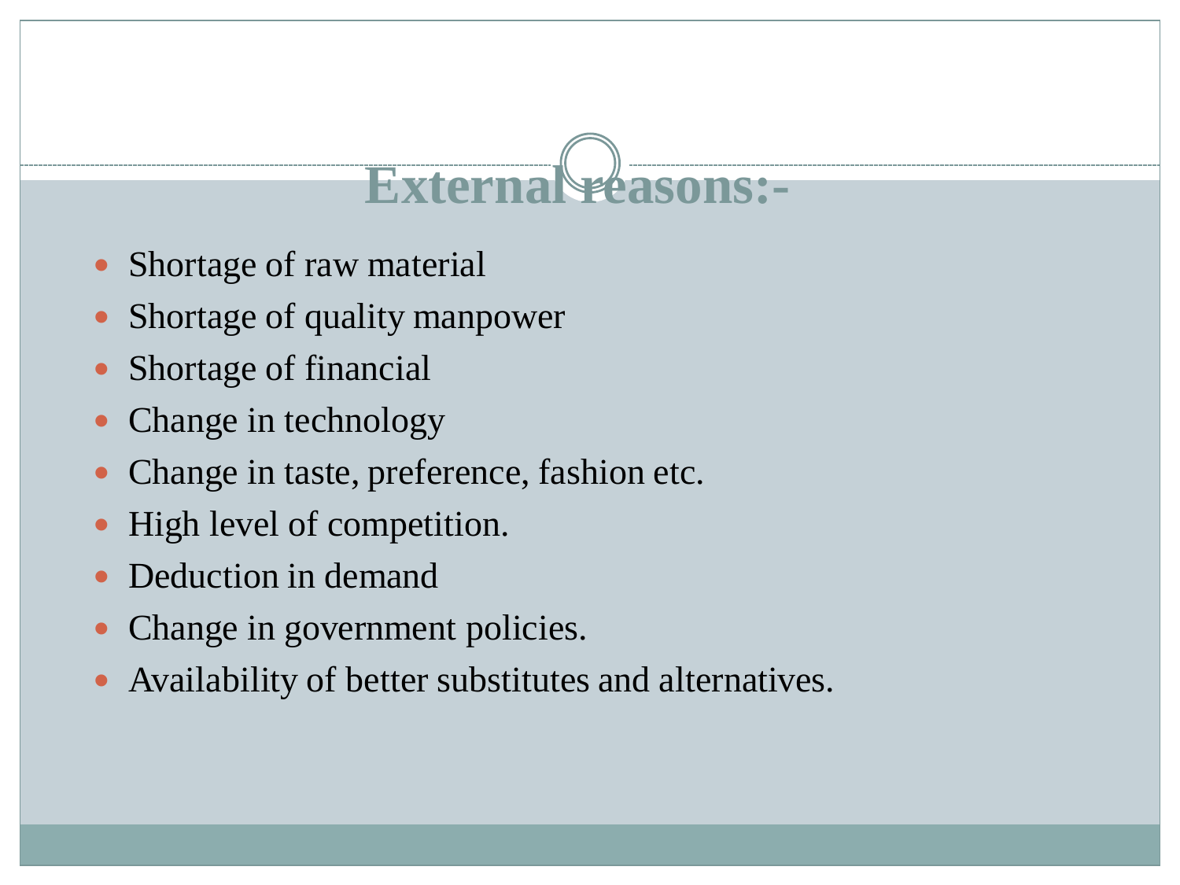# External reasons:-

- Shortage of raw material
- Shortage of quality manpower
- Shortage of financial
- Change in technology
- Change in taste, preference, fashion etc.
- High level of competition.
- Deduction in demand
- Change in government policies.
- Availability of better substitutes and alternatives.